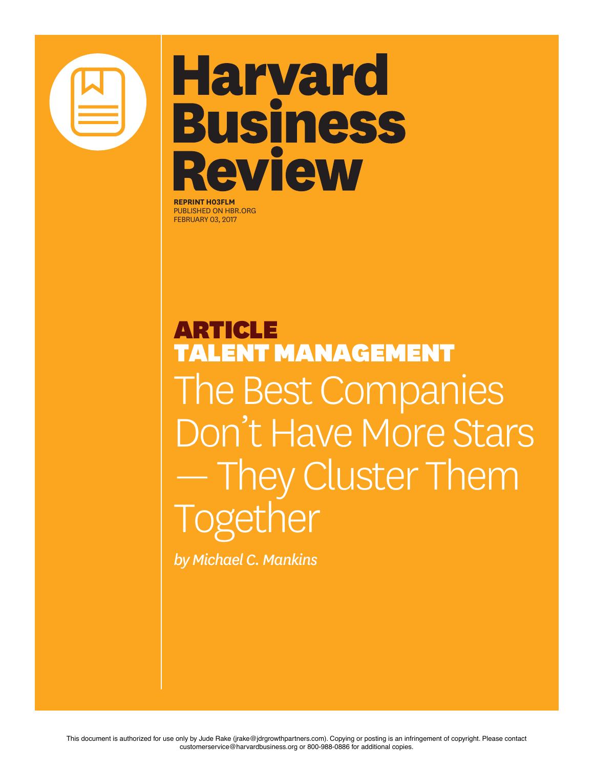# Harvard Business Review

**REPRINT H03FLM**
PUBLISHED ON HBR.ORG
FEBRUARY 03, 2017

## ARTICLE
## TALENT MANAGEMENT

# The Best Companies Don't Have More Stars — They Cluster Them Together

*by Michael C. Mankins*

This document is authorized for use only by Jude Rake (jrake@jdrgrowthpartners.com). Copying or posting is an infringement of copyright. Please contact customerservice@harvardbusiness.org or 800-988-0886 for additional copies.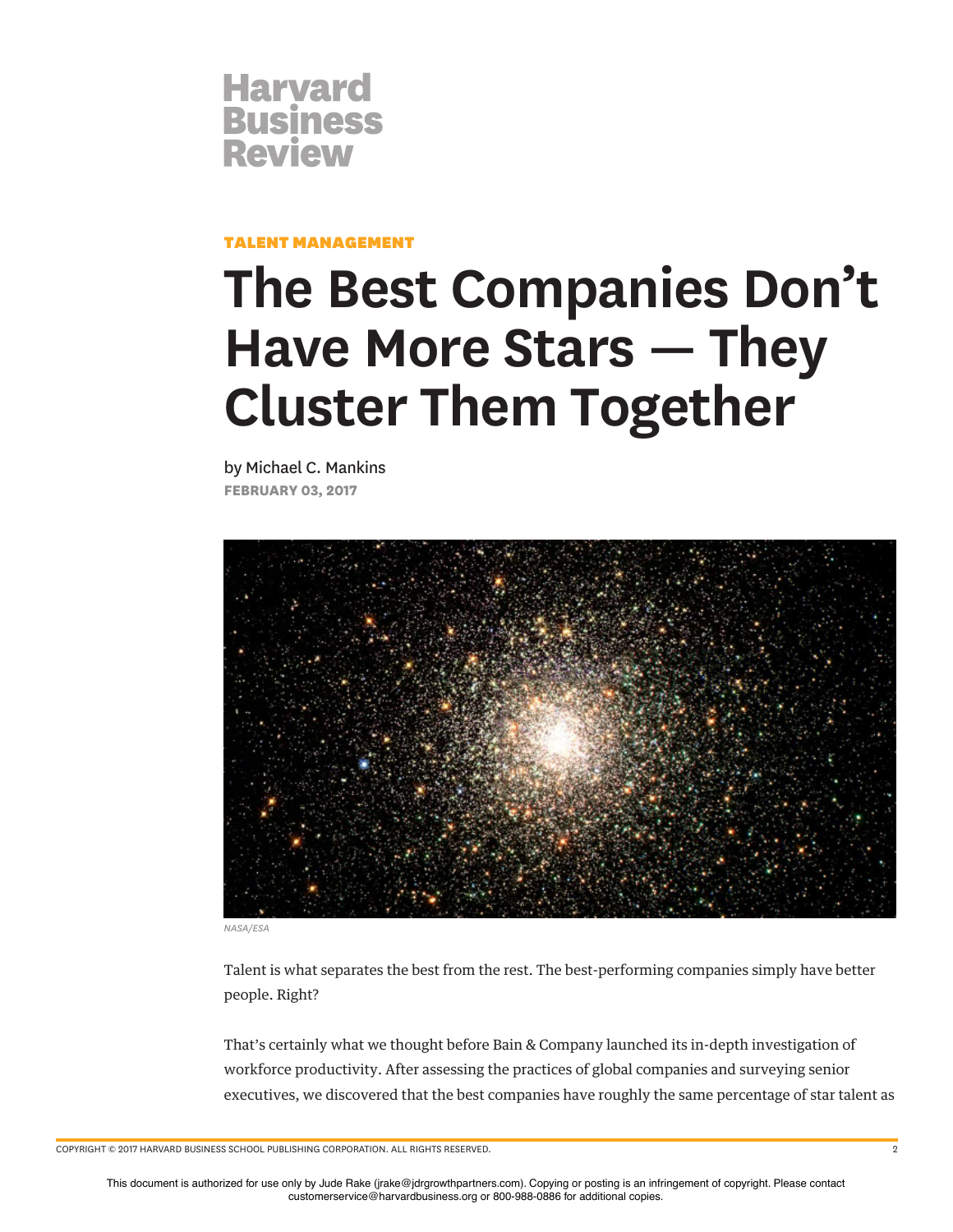**TALENT MANAGEMENT**

# The Best Companies Don't Have More Stars — They Cluster Them Together

by Michael C. Mankins

**FEBRUARY 03, 2017**

*NASA/ESA*

Talent is what separates the best from the rest. The best-performing companies simply have better people. Right?

That's certainly what we thought before Bain & Company launched its in-depth investigation of workforce productivity. After assessing the practices of global companies and surveying senior executives, we discovered that the best companies have roughly the same percentage of star talent as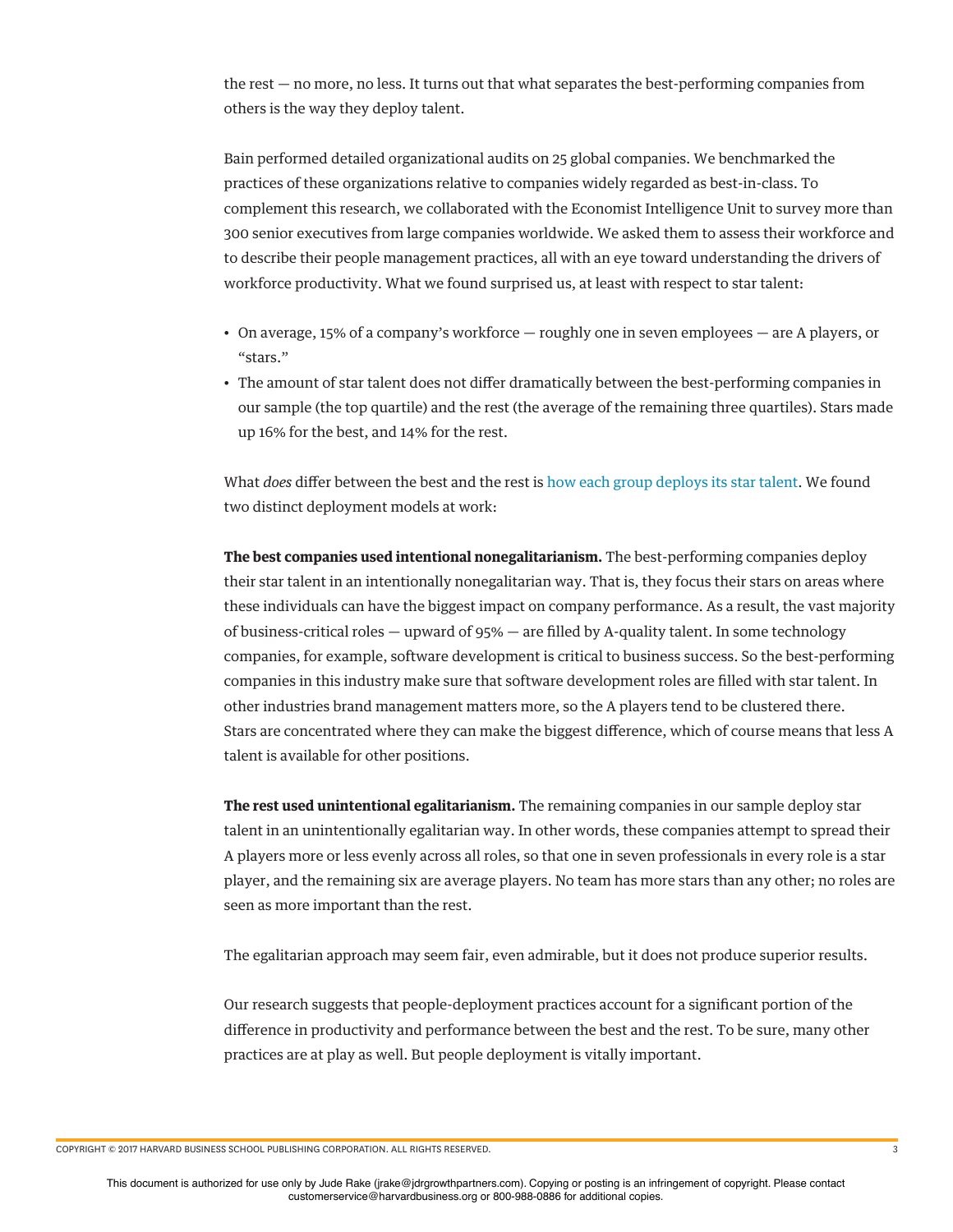the rest — no more, no less. It turns out that what separates the best-performing companies from others is the way they deploy talent.

Bain performed detailed organizational audits on 25 global companies. We benchmarked the practices of these organizations relative to companies widely regarded as best-in-class. To complement this research, we collaborated with the Economist Intelligence Unit to survey more than 300 senior executives from large companies worldwide. We asked them to assess their workforce and to describe their people management practices, all with an eye toward understanding the drivers of workforce productivity. What we found surprised us, at least with respect to star talent:

- On average, 15% of a company's workforce — roughly one in seven employees — are A players, or "stars."
- The amount of star talent does not differ dramatically between the best-performing companies in our sample (the top quartile) and the rest (the average of the remaining three quartiles). Stars made up 16% for the best, and 14% for the rest.

What *does* differ between the best and the rest is how each group deploys its star talent. We found two distinct deployment models at work:

**The best companies used intentional nonegalitarianism.** The best-performing companies deploy their star talent in an intentionally nonegalitarian way. That is, they focus their stars on areas where these individuals can have the biggest impact on company performance. As a result, the vast majority of business-critical roles — upward of 95% — are filled by A-quality talent. In some technology companies, for example, software development is critical to business success. So the best-performing companies in this industry make sure that software development roles are filled with star talent. In other industries brand management matters more, so the A players tend to be clustered there. Stars are concentrated where they can make the biggest difference, which of course means that less A talent is available for other positions.

**The rest used unintentional egalitarianism.** The remaining companies in our sample deploy star talent in an unintentionally egalitarian way. In other words, these companies attempt to spread their A players more or less evenly across all roles, so that one in seven professionals in every role is a star player, and the remaining six are average players. No team has more stars than any other; no roles are seen as more important than the rest.

The egalitarian approach may seem fair, even admirable, but it does not produce superior results.

Our research suggests that people-deployment practices account for a significant portion of the difference in productivity and performance between the best and the rest. To be sure, many other practices are at play as well. But people deployment is vitally important.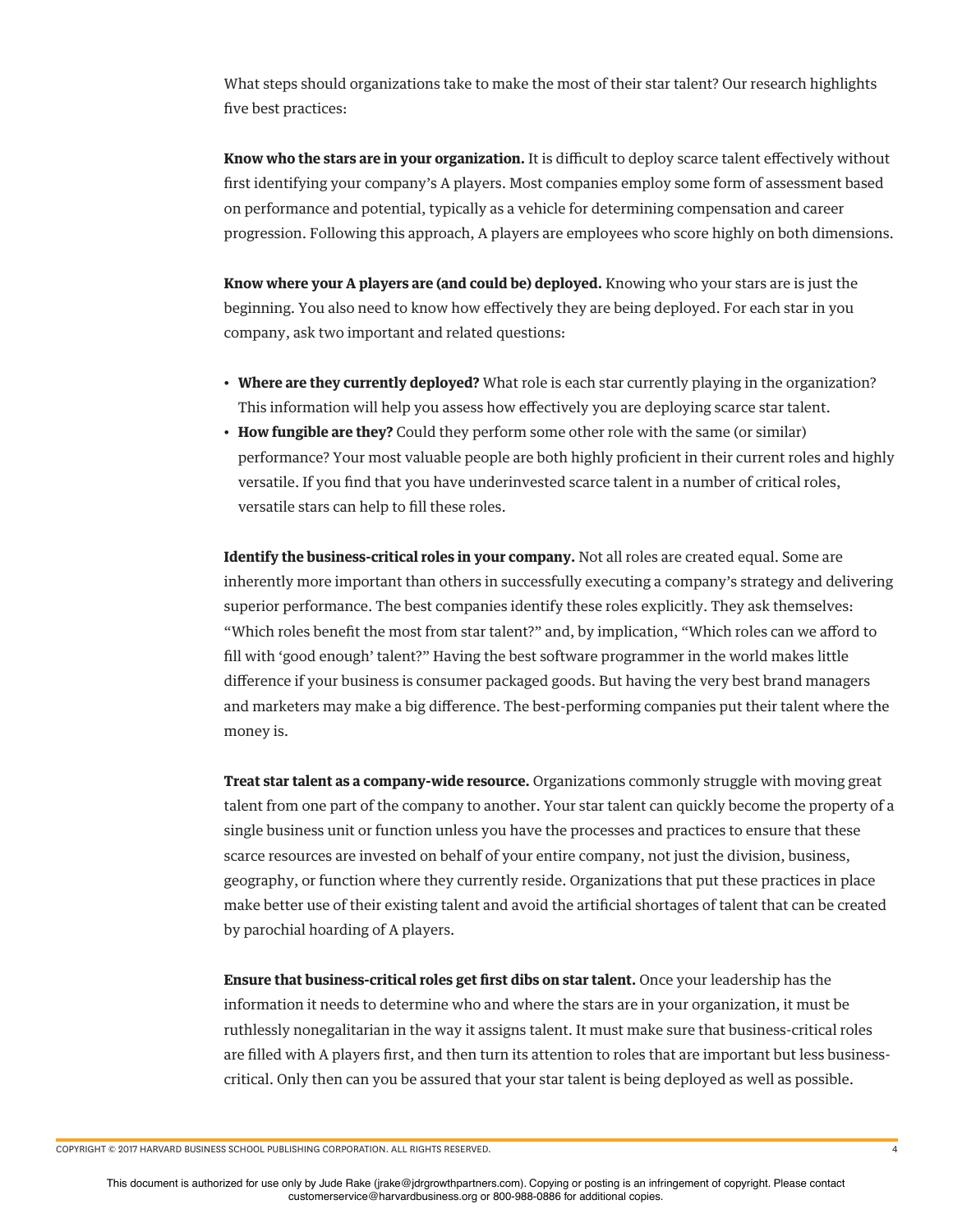What steps should organizations take to make the most of their star talent? Our research highlights five best practices:

**Know who the stars are in your organization.** It is difficult to deploy scarce talent effectively without first identifying your company's A players. Most companies employ some form of assessment based on performance and potential, typically as a vehicle for determining compensation and career progression. Following this approach, A players are employees who score highly on both dimensions.

**Know where your A players are (and could be) deployed.** Knowing who your stars are is just the beginning. You also need to know how effectively they are being deployed. For each star in you company, ask two important and related questions:

- **Where are they currently deployed?** What role is each star currently playing in the organization? This information will help you assess how effectively you are deploying scarce star talent.
- **How fungible are they?** Could they perform some other role with the same (or similar) performance? Your most valuable people are both highly proficient in their current roles and highly versatile. If you find that you have underinvested scarce talent in a number of critical roles, versatile stars can help to fill these roles.

**Identify the business-critical roles in your company.** Not all roles are created equal. Some are inherently more important than others in successfully executing a company's strategy and delivering superior performance. The best companies identify these roles explicitly. They ask themselves: "Which roles benefit the most from star talent?" and, by implication, "Which roles can we afford to fill with 'good enough' talent?" Having the best software programmer in the world makes little difference if your business is consumer packaged goods. But having the very best brand managers and marketers may make a big difference. The best-performing companies put their talent where the money is.

**Treat star talent as a company-wide resource.** Organizations commonly struggle with moving great talent from one part of the company to another. Your star talent can quickly become the property of a single business unit or function unless you have the processes and practices to ensure that these scarce resources are invested on behalf of your entire company, not just the division, business, geography, or function where they currently reside. Organizations that put these practices in place make better use of their existing talent and avoid the artificial shortages of talent that can be created by parochial hoarding of A players.

**Ensure that business-critical roles get first dibs on star talent.** Once your leadership has the information it needs to determine who and where the stars are in your organization, it must be ruthlessly nonegalitarian in the way it assigns talent. It must make sure that business-critical roles are filled with A players first, and then turn its attention to roles that are important but less business-critical. Only then can you be assured that your star talent is being deployed as well as possible.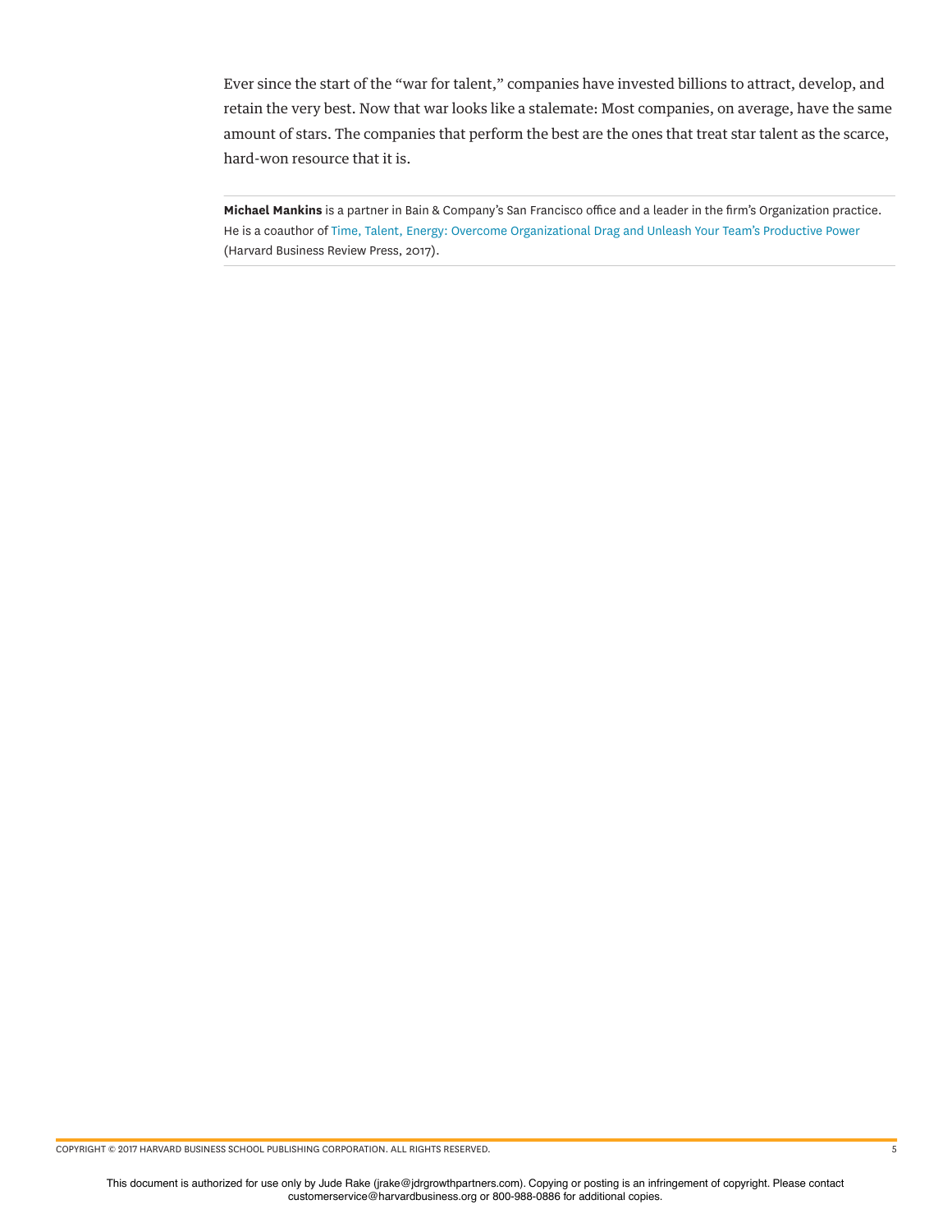Ever since the start of the “war for talent,” companies have invested billions to attract, develop, and retain the very best. Now that war looks like a stalemate: Most companies, on average, have the same amount of stars. The companies that perform the best are the ones that treat star talent as the scarce, hard-won resource that it is.

---

**Michael Mankins** is a partner in Bain & Company’s San Francisco office and a leader in the firm’s Organization practice. He is a coauthor of Time, Talent, Energy: Overcome Organizational Drag and Unleash Your Team’s Productive Power (Harvard Business Review Press, 2017).

---